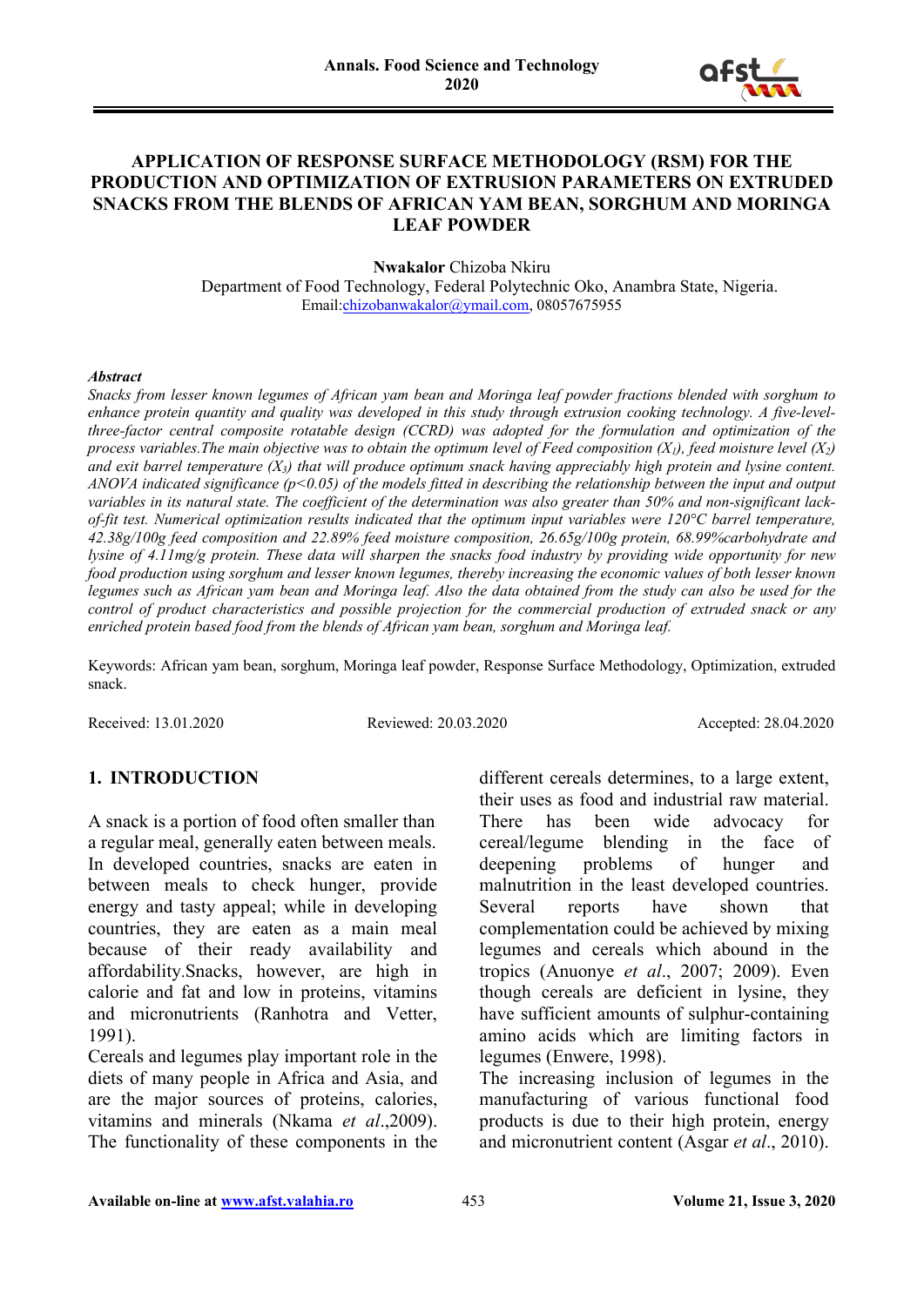# APPLICATION OF RESPONSE SURFACE METHODOLOGY (RSM) FOR THE PRODUCTION AND OPTIMIZATION OF EXTRUSION PARAMETERS ON EXTRUDED SNACKS FROM THE BLENDS OF AFRICAN YAM BEAN, SORGHUM AND MORINGA LEAF POWDER

**Nwakalor** Chizoba Nkiru

Department of Food Technology, Federal Polytechnic Oko, Anambra State, Nigeria.
Email:chizobanwakalor@ymail.com, 08057675955

***Abstract***

*Snacks from lesser known legumes of African yam bean and Moringa leaf powder fractions blended with sorghum to enhance protein quantity and quality was developed in this study through extrusion cooking technology. A five-level-three-factor central composite rotatable design (CCRD) was adopted for the formulation and optimization of the process variables.The main objective was to obtain the optimum level of Feed composition ($X_1$), feed moisture level ($X_2$) and exit barrel temperature ($X_3$) that will produce optimum snack having appreciably high protein and lysine content. ANOVA indicated significance ($p<0.05$) of the models fitted in describing the relationship between the input and output variables in its natural state. The coefficient of the determination was also greater than 50% and non-significant lack-of-fit test. Numerical optimization results indicated that the optimum input variables were 120°C barrel temperature, 42.38g/100g feed composition and 22.89% feed moisture composition, 26.65g/100g protein, 68.99%carbohydrate and lysine of 4.11mg/g protein. These data will sharpen the snacks food industry by providing wide opportunity for new food production using sorghum and lesser known legumes, thereby increasing the economic values of both lesser known legumes such as African yam bean and Moringa leaf. Also the data obtained from the study can also be used for the control of product characteristics and possible projection for the commercial production of extruded snack or any enriched protein based food from the blends of African yam bean, sorghum and Moringa leaf.*

Keywords: African yam bean, sorghum, Moringa leaf powder, Response Surface Methodology, Optimization, extruded snack.

Received: 13.01.2020 Reviewed: 20.03.2020 Accepted: 28.04.2020

## 1. INTRODUCTION

A snack is a portion of food often smaller than a regular meal, generally eaten between meals. In developed countries, snacks are eaten in between meals to check hunger, provide energy and tasty appeal; while in developing countries, they are eaten as a main meal because of their ready availability and affordability.Snacks, however, are high in calorie and fat and low in proteins, vitamins and micronutrients (Ranhotra and Vetter, 1991).

Cereals and legumes play important role in the diets of many people in Africa and Asia, and are the major sources of proteins, calories, vitamins and minerals (Nkama *et al*.,2009). The functionality of these components in the different cereals determines, to a large extent, their uses as food and industrial raw material. There has been wide advocacy for cereal/legume blending in the face of deepening problems of hunger and malnutrition in the least developed countries. Several reports have shown that complementation could be achieved by mixing legumes and cereals which abound in the tropics (Anuonye *et al*., 2007; 2009). Even though cereals are deficient in lysine, they have sufficient amounts of sulphur-containing amino acids which are limiting factors in legumes (Enwere, 1998).

The increasing inclusion of legumes in the manufacturing of various functional food products is due to their high protein, energy and micronutrient content (Asgar *et al*., 2010).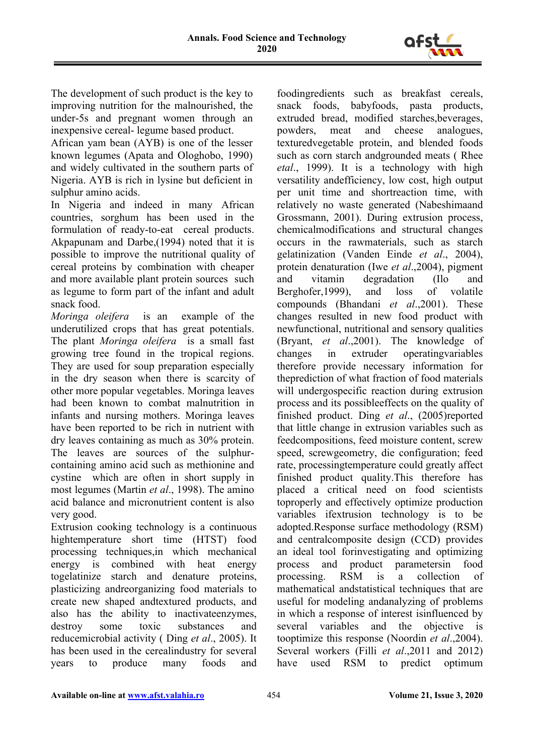The development of such product is the key to improving nutrition for the malnourished, the under-5s and pregnant women through an inexpensive cereal- legume based product.

African yam bean (AYB) is one of the lesser known legumes (Apata and Ologhobo, 1990) and widely cultivated in the southern parts of Nigeria. AYB is rich in lysine but deficient in sulphur amino acids.

In Nigeria and indeed in many African countries, sorghum has been used in the formulation of ready-to-eat cereal products. Akpapunam and Darbe,(1994) noted that it is possible to improve the nutritional quality of cereal proteins by combination with cheaper and more available plant protein sources such as legume to form part of the infant and adult snack food.

*Moringa oleifera* is an example of the underutilized crops that has great potentials. The plant *Moringa oleifera* is a small fast growing tree found in the tropical regions. They are used for soup preparation especially in the dry season when there is scarcity of other more popular vegetables. Moringa leaves had been known to combat malnutrition in infants and nursing mothers. Moringa leaves have been reported to be rich in nutrient with dry leaves containing as much as 30% protein. The leaves are sources of the sulphur-containing amino acid such as methionine and cystine which are often in short supply in most legumes (Martin *et al*., 1998). The amino acid balance and micronutrient content is also very good.

Extrusion cooking technology is a continuous hightemperature short time (HTST) food processing techniques,in which mechanical energy is combined with heat energy togelatinize starch and denature proteins, plasticizing andreorganizing food materials to create new shaped andtextured products, and also has the ability to inactivateenzymes, destroy some toxic substances and reducemicrobial activity ( Ding *et al*., 2005). It has been used in the cerealindustry for several years to produce many foods and foodingredients such as breakfast cereals, snack foods, babyfoods, pasta products, extruded bread, modified starches,beverages, powders, meat and cheese analogues, texturedvegetable protein, and blended foods such as corn starch andgrounded meats ( Rhee *etal*., 1999). It is a technology with high versatility andefficiency, low cost, high output per unit time and shortreaction time, with relatively no waste generated (Nabeshimaand Grossmann, 2001). During extrusion process, chemicalmodifications and structural changes occurs in the rawmaterials, such as starch gelatinization (Vanden Einde *et al*., 2004), protein denaturation (Iwe *et al*.,2004), pigment and vitamin degradation (Ilo and Berghofer,1999), and loss of volatile compounds (Bhandani *et al*.,2001). These changes resulted in new food product with newfunctional, nutritional and sensory qualities (Bryant, *et al*.,2001). The knowledge of changes in extruder operatingvariables therefore provide necessary information for theprediction of what fraction of food materials will undergospecific reaction during extrusion process and its possibleeffects on the quality of finished product. Ding *et al*., (2005)reported that little change in extrusion variables such as feedcompositions, feed moisture content, screw speed, screwgeometry, die configuration; feed rate, processingtemperature could greatly affect finished product quality.This therefore has placed a critical need on food scientists toproperly and effectively optimize production variables ifextrusion technology is to be adopted.Response surface methodology (RSM) and centralcomposite design (CCD) provides an ideal tool forinvestigating and optimizing process and product parametersin food processing. RSM is a collection of mathematical andstatistical techniques that are useful for modeling andanalyzing of problems in which a response of interest isinfluenced by several variables and the objective is tooptimize this response (Noordin *et al*.,2004). Several workers (Filli *et al*.,2011 and 2012) have used RSM to predict optimum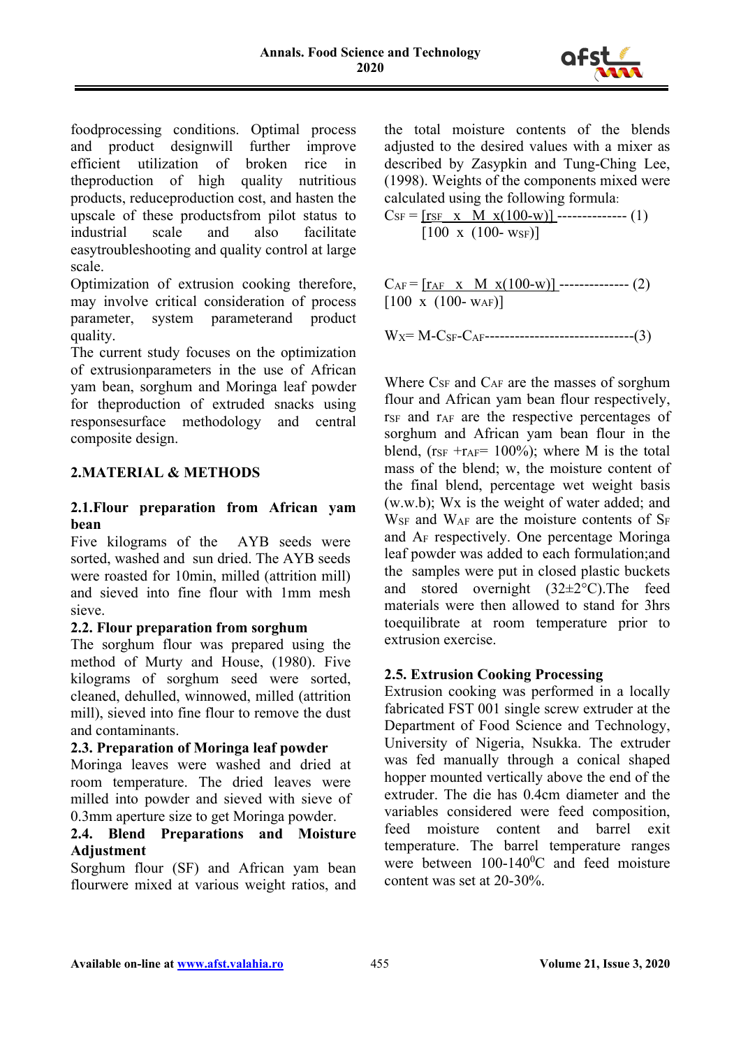foodprocessing conditions. Optimal process and product designwill further improve efficient utilization of broken rice in theproduction of high quality nutritious products, reduceproduction cost, and hasten the upscale of these productsfrom pilot status to industrial scale and also facilitate easytroubleshooting and quality control at large scale.

Optimization of extrusion cooking therefore, may involve critical consideration of process parameter, system parameterand product quality.

The current study focuses on the optimization of extrusionparameters in the use of African yam bean, sorghum and Moringa leaf powder for theproduction of extruded snacks using responsesurface methodology and central composite design.

## 2.MATERIAL & METHODS

### 2.1.Flour preparation from African yam bean

Five kilograms of the AYB seeds were sorted, washed and sun dried. The AYB seeds were roasted for 10min, milled (attrition mill) and sieved into fine flour with 1mm mesh sieve.

### 2.2. Flour preparation from sorghum

The sorghum flour was prepared using the method of Murty and House, (1980). Five kilograms of sorghum seed were sorted, cleaned, dehulled, winnowed, milled (attrition mill), sieved into fine flour to remove the dust and contaminants.

### 2.3. Preparation of Moringa leaf powder

Moringa leaves were washed and dried at room temperature. The dried leaves were milled into powder and sieved with sieve of 0.3mm aperture size to get Moringa powder.

### 2.4. Blend Preparations and Moisture Adjustment

Sorghum flour (SF) and African yam bean flourwere mixed at various weight ratios, and the total moisture contents of the blends adjusted to the desired values with a mixer as described by Zasypkin and Tung-Ching Lee, (1998). Weights of the components mixed were calculated using the following formula:

$$C_{SF} = \frac{r_{SF} \times M \times (100-w)}{100 \times (100 - w_{SF})} \quad (1)$$

$$C_{AF} = \frac{r_{AF} \times M \times (100-w)}{100 \times (100 - w_{AF})} \quad (2)$$

$$W_X = M - C_{SF} - C_{AF} \quad (3)$$

Where $C_{SF}$ and $C_{AF}$ are the masses of sorghum flour and African yam bean flour respectively, $r_{SF}$ and $r_{AF}$ are the respective percentages of sorghum and African yam bean flour in the blend, ($r_{SF} + r_{AF} = 100\%$); where M is the total mass of the blend; w, the moisture content of the final blend, percentage wet weight basis (w.w.b); Wx is the weight of water added; and $W_{SF}$ and $W_{AF}$ are the moisture contents of $S_F$ and $A_F$ respectively. One percentage Moringa leaf powder was added to each formulation;and the samples were put in closed plastic buckets and stored overnight (32±2°C).The feed materials were then allowed to stand for 3hrs toequilibrate at room temperature prior to extrusion exercise.

### 2.5. Extrusion Cooking Processing

Extrusion cooking was performed in a locally fabricated FST 001 single screw extruder at the Department of Food Science and Technology, University of Nigeria, Nsukka. The extruder was fed manually through a conical shaped hopper mounted vertically above the end of the extruder. The die has 0.4cm diameter and the variables considered were feed composition, feed moisture content and barrel exit temperature. The barrel temperature ranges were between 100-140$^0$C and feed moisture content was set at 20-30%.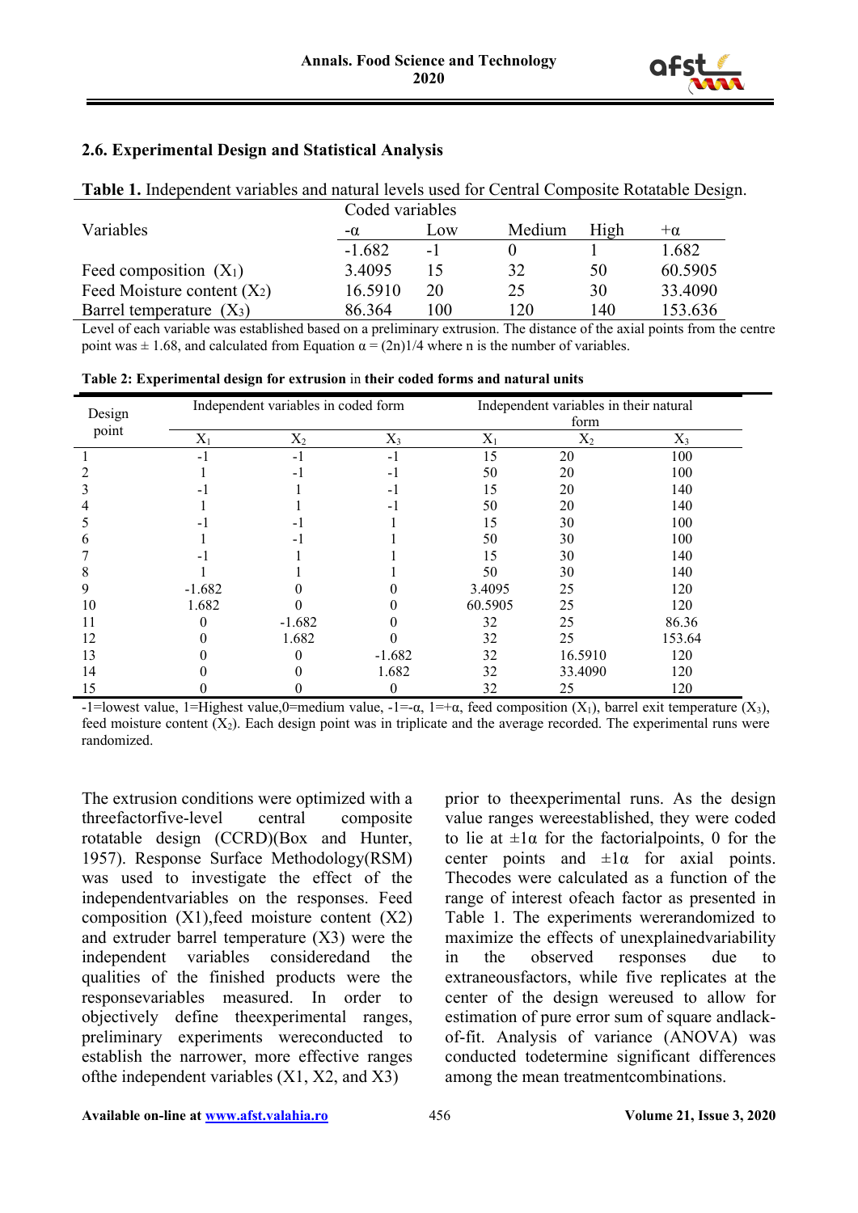## 2.6. Experimental Design and Statistical Analysis

**Table 1.** Independent variables and natural levels used for Central Composite Rotatable Design.

| Variables | Coded variables | | | | |
|---|---|---|---|---|---|
| | $-\alpha$ | Low | Medium | High | $+\alpha$ |
| | -1.682 | -1 | 0 | 1 | 1.682 |
| Feed composition ($X_1$) | 3.4095 | 15 | 32 | 50 | 60.5905 |
| Feed Moisture content ($X_2$) | 16.5910 | 20 | 25 | 30 | 33.4090 |
| Barrel temperature ($X_3$) | 86.364 | 100 | 120 | 140 | 153.636 |

Level of each variable was established based on a preliminary extrusion. The distance of the axial points from the centre point was ± 1.68, and calculated from Equation $\alpha = (2n)1/4$ where n is the number of variables.

**Table 2: Experimental design for extrusion** in **their coded forms and natural units**

| Design point | Independent variables in coded form | | | Independent variables in their natural form | | |
|---|---|---|---|---|---|---|
| | $X_1$ | $X_2$ | $X_3$ | $X_1$ | $X_2$ | $X_3$ |
| 1 | -1 | -1 | -1 | 15 | 20 | 100 |
| 2 | 1 | -1 | -1 | 50 | 20 | 100 |
| 3 | -1 | 1 | -1 | 15 | 20 | 140 |
| 4 | 1 | 1 | -1 | 50 | 20 | 140 |
| 5 | -1 | -1 | 1 | 15 | 30 | 100 |
| 6 | 1 | -1 | 1 | 50 | 30 | 100 |
| 7 | -1 | 1 | 1 | 15 | 30 | 140 |
| 8 | 1 | 1 | 1 | 50 | 30 | 140 |
| 9 | -1.682 | 0 | 0 | 3.4095 | 25 | 120 |
| 10 | 1.682 | 0 | 0 | 60.5905 | 25 | 120 |
| 11 | 0 | -1.682 | 0 | 32 | 25 | 86.36 |
| 12 | 0 | 1.682 | 0 | 32 | 25 | 153.64 |
| 13 | 0 | 0 | -1.682 | 32 | 16.5910 | 120 |
| 14 | 0 | 0 | 1.682 | 32 | 33.4090 | 120 |
| 15 | 0 | 0 | 0 | 32 | 25 | 120 |

-1=lowest value, 1=Highest value,0=medium value, -1=-α, 1=+α, feed composition ($X_1$), barrel exit temperature ($X_3$), feed moisture content ($X_2$). Each design point was in triplicate and the average recorded. The experimental runs were randomized.

The extrusion conditions were optimized with a threefactorfive-level central composite rotatable design (CCRD)(Box and Hunter, 1957). Response Surface Methodology(RSM) was used to investigate the effect of the independentvariables on the responses. Feed composition (X1),feed moisture content (X2) and extruder barrel temperature (X3) were the independent variables consideredand the qualities of the finished products were the responsevariables measured. In order to objectively define theexperimental ranges, preliminary experiments wereconducted to establish the narrower, more effective ranges ofthe independent variables (X1, X2, and X3) prior to theexperimental runs. As the design value ranges wereestablished, they were coded to lie at ±1α for the factorialpoints, 0 for the center points and ±1α for axial points. Thecodes were calculated as a function of the range of interest ofeach factor as presented in Table 1. The experiments wererandomized to maximize the effects of unexplainedvariability in the observed responses due to extraneousfactors, while five replicates at the center of the design wereused to allow for estimation of pure error sum of square andlack-of-fit. Analysis of variance (ANOVA) was conducted todetermine significant differences among the mean treatmentcombinations.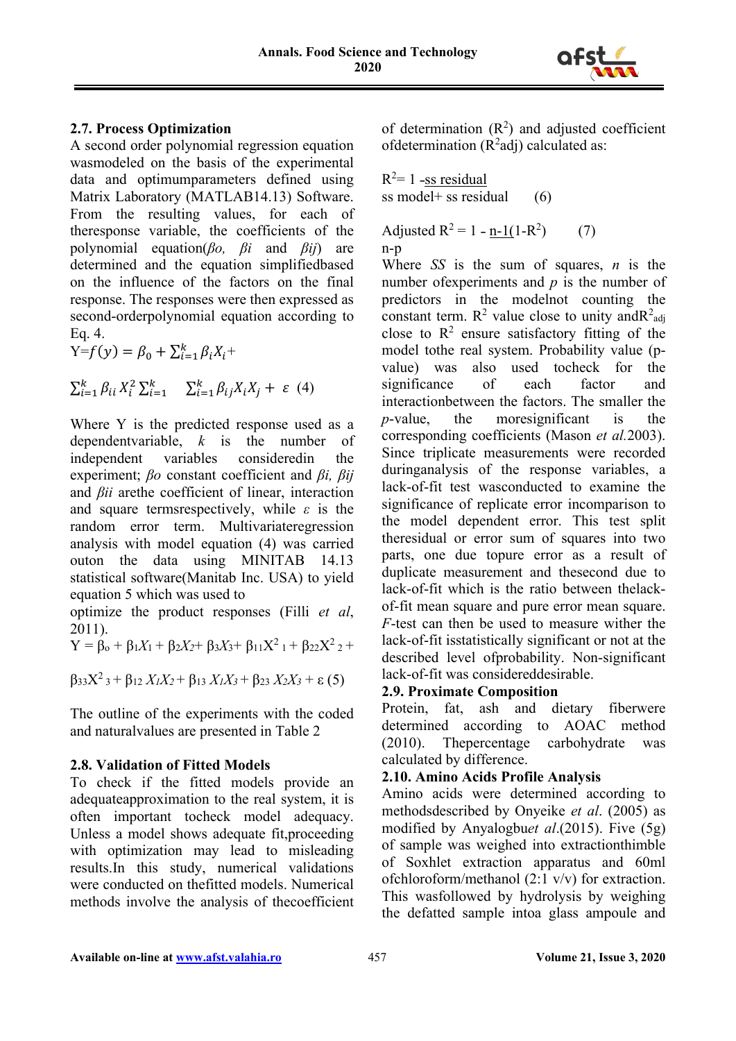### 2.7. Process Optimization

A second order polynomial regression equation wasmodeled on the basis of the experimental data and optimumparameters defined using Matrix Laboratory (MATLAB14.13) Software. From the resulting values, for each of theresponse variable, the coefficients of the polynomial equation($\beta o$, $\beta i$ and $\beta ij$) are determined and the equation simplifiedbased on the influence of the factors on the final response. The responses were then expressed as second-orderpolynomial equation according to Eq. 4.

$$Y = f(y) = \beta_0 + \sum_{i=1}^{k} \beta_i X_i + \sum_{i=1}^{k} \beta_{ii} X_i^2 \sum_{i=1}^{k} \quad \sum_{i=1}^{k} \beta_{ij} X_i X_j + \varepsilon \quad (4)$$

Where Y is the predicted response used as a dependentvariable, $k$ is the number of independent variables consideredin the experiment; $\beta o$ constant coefficient and $\beta i$, $\beta ij$ and $\beta ii$ arethe coefficient of linear, interaction and square termsrespectively, while $\varepsilon$ is the random error term. Multivariateregression analysis with model equation (4) was carried outon the data using MINITAB 14.13 statistical software(Manitab Inc. USA) to yield equation 5 which was used to optimize the product responses (Filli *et al*, 2011).

$$Y = \beta_o + \beta_1 X_1 + \beta_2 X_2 + \beta_3 X_3 + \beta_{11} X^2{}_1 + \beta_{22} X^2{}_2 + \beta_{33} X^2{}_3 + \beta_{12} X_1 X_2 + \beta_{13} X_1 X_3 + \beta_{23} X_2 X_3 + \varepsilon \quad (5)$$

The outline of the experiments with the coded and naturalvalues are presented in Table 2

### 2.8. Validation of Fitted Models

To check if the fitted models provide an adequateapproximation to the real system, it is often important tocheck model adequacy. Unless a model shows adequate fit,proceeding with optimization may lead to misleading results.In this study, numerical validations were conducted on thefitted models. Numerical methods involve the analysis of thecoefficient of determination ($R^2$) and adjusted coefficient ofdetermination ($R^2$adj) calculated as:

$$R^2 = 1 - \frac{ss\ residual}{ss\ model + ss\ residual} \quad (6)$$

$$\text{Adjusted } R^2 = 1 - \frac{n-1}{n-p}(1-R^2) \quad (7)$$

Where *SS* is the sum of squares, *n* is the number ofexperiments and *p* is the number of predictors in the modelnot counting the constant term. $R^2$ value close to unity and$R^2_{adj}$ close to $R^2$ ensure satisfactory fitting of the model tothe real system. Probability value (p-value) was also used tocheck for the significance of each factor and interactionbetween the factors. The smaller the *p*-value, the moresignificant is the corresponding coefficients (Mason *et al.*2003). Since triplicate measurements were recorded duringanalysis of the response variables, a lack-of-fit test wasconducted to examine the significance of replicate error incomparison to the model dependent error. This test split theresidual or error sum of squares into two parts, one due topure error as a result of duplicate measurement and thesecond due to lack-of-fit which is the ratio between thelack-of-fit mean square and pure error mean square. *F*-test can then be used to measure wither the lack-of-fit isstatistically significant or not at the described level ofprobability. Non-significant lack-of-fit was considereddesirable.

### 2.9. Proximate Composition

Protein, fat, ash and dietary fiberwere determined according to AOAC method (2010). Thepercentage carbohydrate was calculated by difference.

### 2.10. Amino Acids Profile Analysis

Amino acids were determined according to methodsdescribed by Onyeike *et al*. (2005) as modified by Anyalogbu*et al*.(2015). Five (5g) of sample was weighed into extractionthimble of Soxhlet extraction apparatus and 60ml ofchloroform/methanol (2:1 v/v) for extraction. This wasfollowed by hydrolysis by weighing the defatted sample intoa glass ampoule and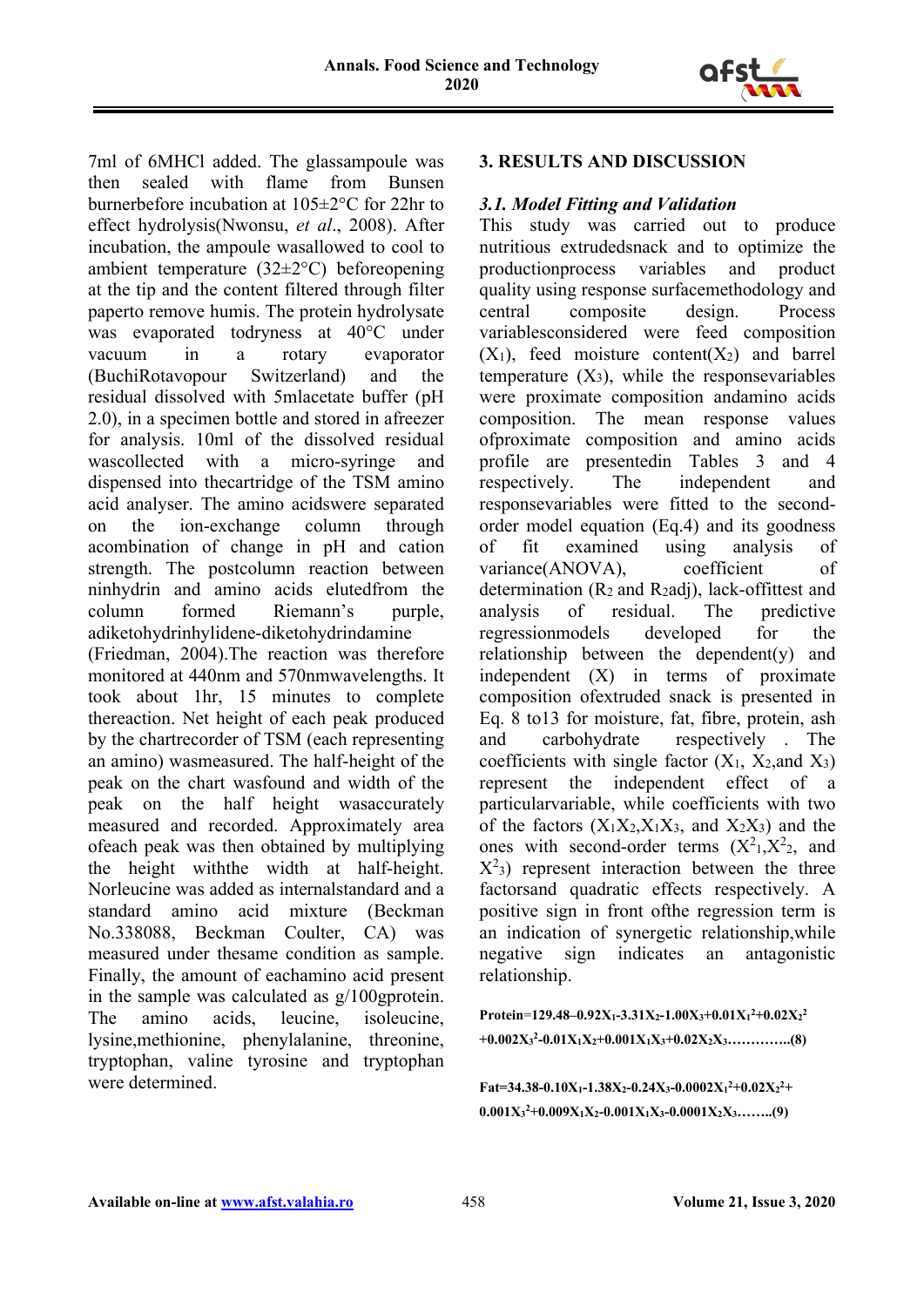7ml of 6MHCl added. The glassampoule was then sealed with flame from Bunsen burnerbefore incubation at 105±2°C for 22hr to effect hydrolysis(Nwonsu, *et al*., 2008). After incubation, the ampoule wasallowed to cool to ambient temperature (32±2°C) beforeopening at the tip and the content filtered through filter paperto remove humis. The protein hydrolysate was evaporated todryness at 40°C under vacuum in a rotary evaporator (BuchiRotavopour Switzerland) and the residual dissolved with 5mlacetate buffer (pH 2.0), in a specimen bottle and stored in afreezer for analysis. 10ml of the dissolved residual wascollected with a micro-syringe and dispensed into thecartridge of the TSM amino acid analyser. The amino acidswere separated on the ion-exchange column through acombination of change in pH and cation strength. The postcolumn reaction between ninhydrin and amino acids elutedfrom the column formed Riemann's purple, adiketohydrinhylidene-diketohydrindamine (Friedman, 2004).The reaction was therefore monitored at 440nm and 570nmwavelengths. It took about 1hr, 15 minutes to complete thereaction. Net height of each peak produced by the chartrecorder of TSM (each representing an amino) wasmeasured. The half-height of the peak on the chart wasfound and width of the peak on the half height wasaccurately measured and recorded. Approximately area ofeach peak was then obtained by multiplying the height withthe width at half-height. Norleucine was added as internalstandard and a standard amino acid mixture (Beckman No.338088, Beckman Coulter, CA) was measured under thesame condition as sample. Finally, the amount of eachamino acid present in the sample was calculated as g/100gprotein. The amino acids, leucine, isoleucine, lysine,methionine, phenylalanine, threonine, tryptophan, valine tyrosine and tryptophan were determined.

## 3. RESULTS AND DISCUSSION

### *3.1. Model Fitting and Validation*

This study was carried out to produce nutritious extrudedsnack and to optimize the productionprocess variables and product quality using response surfacemethodology and central composite design. Process variablesconsidered were feed composition ($X_1$), feed moisture content($X_2$) and barrel temperature ($X_3$), while the responsevariables were proximate composition andamino acids composition. The mean response values ofproximate composition and amino acids profile are presentedin Tables 3 and 4 respectively. The independent and responsevariables were fitted to the second-order model equation (Eq.4) and its goodness of fit examined using analysis of variance(ANOVA), coefficient of determination ($R_2$ and $R_2$adj), lack-offittest and analysis of residual. The predictive regressionmodels developed for the relationship between the dependent(y) and independent (X) in terms of proximate composition ofextruded snack is presented in Eq. 8 to13 for moisture, fat, fibre, protein, ash and carbohydrate respectively . The coefficients with single factor ($X_1$, $X_2$,and $X_3$) represent the independent effect of a particularvariable, while coefficients with two of the factors ($X_1X_2$,$X_1X_3$, and $X_2X_3$) and the ones with second-order terms ($X^2_1$,$X^2_2$, and $X^2_3$) represent interaction between the three factorsand quadratic effects respectively. A positive sign in front ofthe regression term is an indication of synergetic relationship,while negative sign indicates an antagonistic relationship.

$$\text{Protein}=129.48-0.92X_1-3.31X_2-1.00X_3+0.01X_1^2+0.02X_2^2+0.002X_3^2-0.01X_1X_2+0.001X_1X_3+0.02X_2X_3 \quad (8)$$

$$\text{Fat}=34.38-0.10X_1-1.38X_2-0.24X_3-0.0002X_1^2+0.02X_2^2+0.001X_3^2+0.009X_1X_2-0.001X_1X_3-0.0001X_2X_3 \quad (9)$$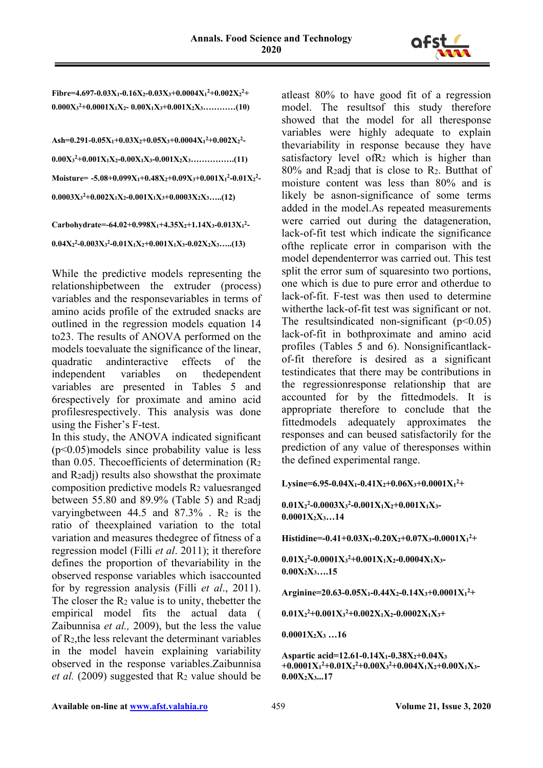$$\text{Fibre}=4.697-0.03X_1-0.16X_2-0.03X_3+0.0004X_1^2+0.002X_2^2+0.000X_3^2+0.0001X_1X_2-0.00X_1X_3+0.001X_2X_3 \quad (10)$$

$$\text{Ash}=0.291-0.05X_1+0.03X_2+0.05X_3+0.0004X_1^2+0.002X_2^2-0.00X_3^2+0.001X_1X_2-0.00X_1X_3-0.001X_2X_3 \quad (11)$$

$$\text{Moisture}=-5.08+0.099X_1+0.48X_2+0.09X_3+0.001X_1^2-0.01X_2^2-0.0003X_3^2+0.002X_1X_2-0.001X_1X_3+0.0003X_2X_3 \quad (12)$$

$$\text{Carbohydrate}=-64.02+0.998X_1+4.35X_2+1.14X_3-0.013X_1^2-0.04X_2^2-0.003X_3^2-0.01X_1X_2+0.001X_1X_3-0.02X_2X_3 \quad (13)$$

While the predictive models representing the relationshipbetween the extruder (process) variables and the responsevariables in terms of amino acids profile of the extruded snacks are outlined in the regression models equation 14 to23. The results of ANOVA performed on the models toevaluate the significance of the linear, quadratic andinteractive effects of the independent variables on thedependent variables are presented in Tables 5 and 6respectively for proximate and amino acid profilesrespectively. This analysis was done using the Fisher's F-test.

In this study, the ANOVA indicated significant ($p<0.05$)models since probability value is less than 0.05. Thecoefficients of determination ($R_2$ and $R_2$adj) results also showsthat the proximate composition predictive models $R_2$ valuesranged between 55.80 and 89.9% (Table 5) and $R_2$adj varyingbetween 44.5 and 87.3% . $R_2$ is the ratio of theexplained variation to the total variation and measures thedegree of fitness of a regression model (Filli *et al*. 2011); it therefore defines the proportion of thevariability in the observed response variables which isaccounted for by regression analysis (Filli *et al*., 2011). The closer the $R_2$ value is to unity, thebetter the empirical model fits the actual data ( Zaibunnisa *et al.,* 2009), but the less the value of $R_2$,the less relevant the determinant variables in the model havein explaining variability observed in the response variables.Zaibunnisa *et al.* (2009) suggested that $R_2$ value should be atleast 80% to have good fit of a regression model. The resultsof this study therefore showed that the model for all theresponse variables were highly adequate to explain thevariability in response because they have satisfactory level of$R_2$ which is higher than 80% and $R_2$adj that is close to $R_2$. Butthat of moisture content was less than 80% and is likely be asnon-significance of some terms added in the model.As repeated measurements were carried out during the datageneration, lack-of-fit test which indicate the significance ofthe replicate error in comparison with the model dependenterror was carried out. This test split the error sum of squaresinto two portions, one which is due to pure error and otherdue to lack-of-fit. F-test was then used to determine witherthe lack-of-fit test was significant or not. The resultsindicated non-significant ($p<0.05$) lack-of-fit in bothproximate and amino acid profiles (Tables 5 and 6). Nonsignificantlack-of-fit therefore is desired as a significant testindicates that there may be contributions in the regressionresponse relationship that are accounted for by the fittedmodels. It is appropriate therefore to conclude that the fittedmodels adequately approximates the responses and can beused satisfactorily for the prediction of any value of theresponses within the defined experimental range.

$$\text{Lysine}=6.95-0.04X_1-0.41X_2+0.06X_3+0.0001X_1^2+0.01X_2^2-0.0003X_3^2-0.001X_1X_2+0.001X_1X_3-0.0001X_2X_3 \quad \ldots 14$$

$$\text{Histidine}=-0.41+0.03X_1-0.20X_2+0.07X_3-0.0001X_1^2+0.01X_2^2-0.0001X_3^2+0.001X_1X_2-0.0004X_1X_3-0.00X_2X_3 \quad \ldots 15$$

$$\text{Arginine}=20.63-0.05X_1-0.44X_2-0.14X_3+0.0001X_1^2+0.01X_2^2+0.001X_3^2+0.002X_1X_2-0.0002X_1X_3+0.0001X_2X_3 \quad \ldots 16$$

$$\text{Aspartic acid}=12.61-0.14X_1-0.38X_2+0.04X_3+0.0001X_1^2+0.01X_2^2+0.00X_3^2+0.004X_1X_2+0.00X_1X_3-0.00X_2X_3 \quad \ldots 17$$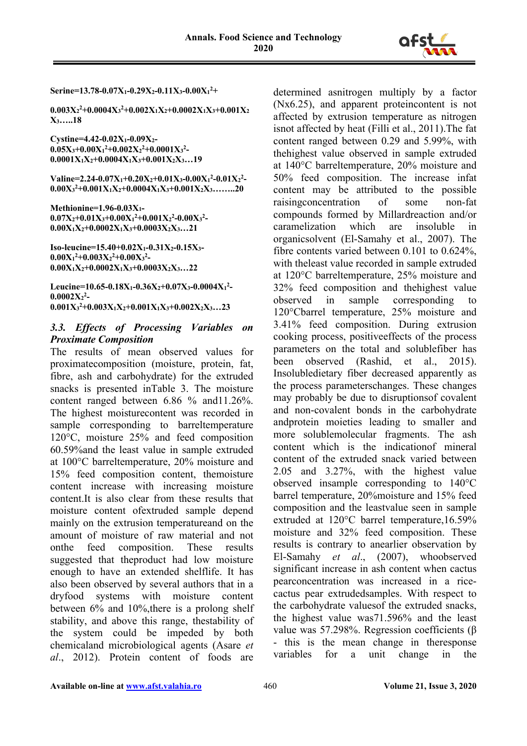**$Serine=13.78-0.07X_1-0.29X_2-0.11X_3-0.00X_1^2+0.003X_2^2+0.0004X_3^2+0.002X_1X_2+0.0002X_1X_3+0.001X_2X_3$…..18**

**$Cystine=4.42-0.02X_1-0.09X_2-0.05X_3+0.00X_1^2+0.002X_2^2+0.0001X_3^2-0.0001X_1X_2+0.0004X_1X_3+0.001X_2X_3$…19**

**$Valine=2.24-0.07X_1+0.20X_2+0.01X_3-0.00X_1^2-0.01X_2^2-0.00X_3^2+0.001X_1X_2+0.0004X_1X_3+0.001X_2X_3$……..20**

**$Methionine=1.96-0.03X_1-0.07X_2+0.01X_3+0.00X_1^2+0.001X_2^2-0.00X_3^2-0.00X_1X_2+0.0002X_1X_3+0.0003X_2X_3$…21**

**$Iso\text{-}leucine=15.40+0.02X_1-0.31X_2-0.15X_3-0.00X_1^2+0.003X_2^2+0.00X_3^2-0.00X_1X_2+0.0002X_1X_3+0.0003X_2X_3$…22**

**$Leucine=10.65-0.18X_1-0.36X_2+0.07X_3-0.0004X_1^2-0.0002X_2^2-0.001X_3^2+0.003X_1X_2+0.001X_1X_3+0.002X_2X_3$…23**

### *3.3. Effects of Processing Variables on Proximate Composition*

The results of mean observed values for proximatecomposition (moisture, protein, fat, fibre, ash and carbohydrate) for the extruded snacks is presented inTable 3. The moisture content ranged between 6.86 % and11.26%. The highest moisturecontent was recorded in sample corresponding to barreltemperature 120°C, moisture 25% and feed composition 60.59%and the least value in sample extruded at 100°C barreltemperature, 20% moisture and 15% feed composition content, themoisture content increase with increasing moisture content.It is also clear from these results that moisture content ofextruded sample depend mainly on the extrusion temperatureand on the amount of moisture of raw material and not onthe feed composition. These results suggested that theproduct had low moisture enough to have an extended shelflife. It has also been observed by several authors that in a dryfood systems with moisture content between 6% and 10%,there is a prolong shelf stability, and above this range, thestability of the system could be impeded by both chemicaland microbiological agents (Asare *et al*., 2012). Protein content of foods are determined asnitrogen multiply by a factor (Nx6.25), and apparent proteincontent is not affected by extrusion temperature as nitrogen isnot affected by heat (Filli et al., 2011).The fat content ranged between 0.29 and 5.99%, with thehighest value observed in sample extruded at 140°C barreltemperature, 20% moisture and 50% feed composition. The increase infat content may be attributed to the possible raisingconcentration of some non-fat compounds formed by Millardreaction and/or caramelization which are insoluble in organicsolvent (El-Samahy et al., 2007). The fibre contents varied between 0.101 to 0.624%, with theleast value recorded in sample extruded at 120°C barreltemperature, 25% moisture and 32% feed composition and thehighest value observed in sample corresponding to 120°Cbarrel temperature, 25% moisture and 3.41% feed composition. During extrusion cooking process, positiveeffects of the process parameters on the total and solublefiber has been observed (Rashid, et al., 2015). Insolubledietary fiber decreased apparently as the process parameterschanges. These changes may probably be due to disruptionsof covalent and non-covalent bonds in the carbohydrate andprotein moieties leading to smaller and more solublemolecular fragments. The ash content which is the indicationof mineral content of the extruded snack varied between 2.05 and 3.27%, with the highest value observed insample corresponding to 140°C barrel temperature, 20%moisture and 15% feed composition and the leastvalue seen in sample extruded at 120°C barrel temperature,16.59% moisture and 32% feed composition. These results is contrary to anearlier observation by El-Samahy *et al*., (2007), whoobserved significant increase in ash content when cactus pearconcentration was increased in a rice-cactus pear extrudedsamples. With respect to the carbohydrate valuesof the extruded snacks, the highest value was71.596% and the least value was 57.298%. Regression coefficients (β - this is the mean change in theresponse variables for a unit change in the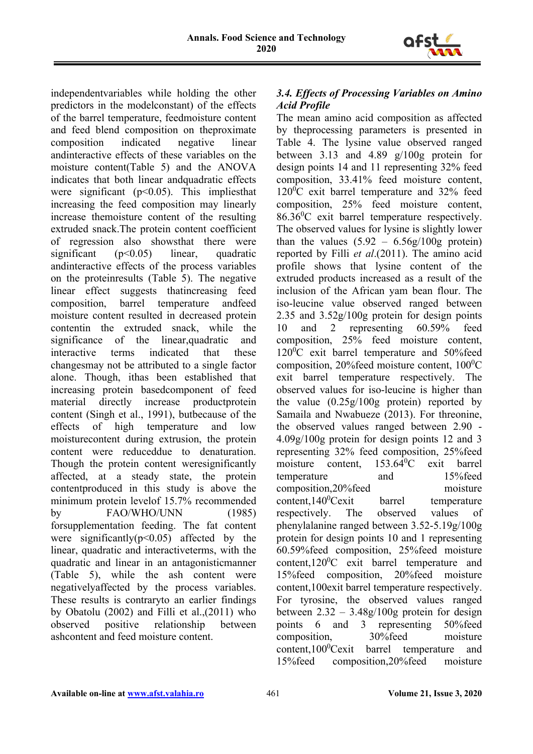independentvariables while holding the other predictors in the modelconstant) of the effects of the barrel temperature, feedmoisture content and feed blend composition on theproximate composition indicated negative linear andinteractive effects of these variables on the moisture content(Table 5) and the ANOVA indicates that both linear andquadratic effects were significant ($p<0.05$). This impliesthat increasing the feed composition may linearly increase themoisture content of the resulting extruded snack.The protein content coefficient of regression also showsthat there were significant ($p<0.05$) linear, quadratic andinteractive effects of the process variables on the proteinresults (Table 5). The negative linear effect suggests thatincreasing feed composition, barrel temperature andfeed moisture content resulted in decreased protein contentin the extruded snack, while the significance of the linear,quadratic and interactive terms indicated that these changesmay not be attributed to a single factor alone. Though, ithas been established that increasing protein basedcomponent of feed material directly increase productprotein content (Singh et al., 1991), butbecause of the effects of high temperature and low moisturecontent during extrusion, the protein content were reduceddue to denaturation. Though the protein content weresignificantly affected, at a steady state, the protein contentproduced in this study is above the minimum protein levelof 15.7% recommended by FAO/WHO/UNN (1985) forsupplementation feeding. The fat content were significantly($p<0.05$) affected by the linear, quadratic and interactiveterms, with the quadratic and linear in an antagonisticmanner (Table 5), while the ash content were negativelyaffected by the process variables. These results is contraryto an earlier findings by Obatolu (2002) and Filli et al.,(2011) who observed positive relationship between ashcontent and feed moisture content.

### *3.4. Effects of Processing Variables on Amino Acid Profile*

The mean amino acid composition as affected by theprocessing parameters is presented in Table 4. The lysine value observed ranged between 3.13 and 4.89 g/100g protein for design points 14 and 11 representing 32% feed composition, 33.41% feed moisture content, 120$^0$C exit barrel temperature and 32% feed composition, 25% feed moisture content, 86.36$^0$C exit barrel temperature respectively. The observed values for lysine is slightly lower than the values (5.92 – 6.56g/100g protein) reported by Filli *et al*.(2011). The amino acid profile shows that lysine content of the extruded products increased as a result of the inclusion of the African yam bean flour. The iso-leucine value observed ranged between 2.35 and 3.52g/100g protein for design points 10 and 2 representing 60.59% feed composition, 25% feed moisture content, 120$^0$C exit barrel temperature and 50%feed composition, 20%feed moisture content, 100$^0$C exit barrel temperature respectively. The observed values for iso-leucine is higher than the value (0.25g/100g protein) reported by Samaila and Nwabueze (2013). For threonine, the observed values ranged between 2.90 - 4.09g/100g protein for design points 12 and 3 representing 32% feed composition, 25%feed moisture content, 153.64$^0$C exit barrel temperature and 15%feed composition,20%feed moisture content,140$^0$Cexit barrel temperature respectively. The observed values of phenylalanine ranged between 3.52-5.19g/100g protein for design points 10 and 1 representing 60.59%feed composition, 25%feed moisture content,120$^0$C exit barrel temperature and 15%feed composition, 20%feed moisture content,100exit barrel temperature respectively. For tyrosine, the observed values ranged between 2.32 – 3.48g/100g protein for design points 6 and 3 representing 50%feed composition, 30%feed moisture content,100$^0$Cexit barrel temperature and 15%feed composition,20%feed moisture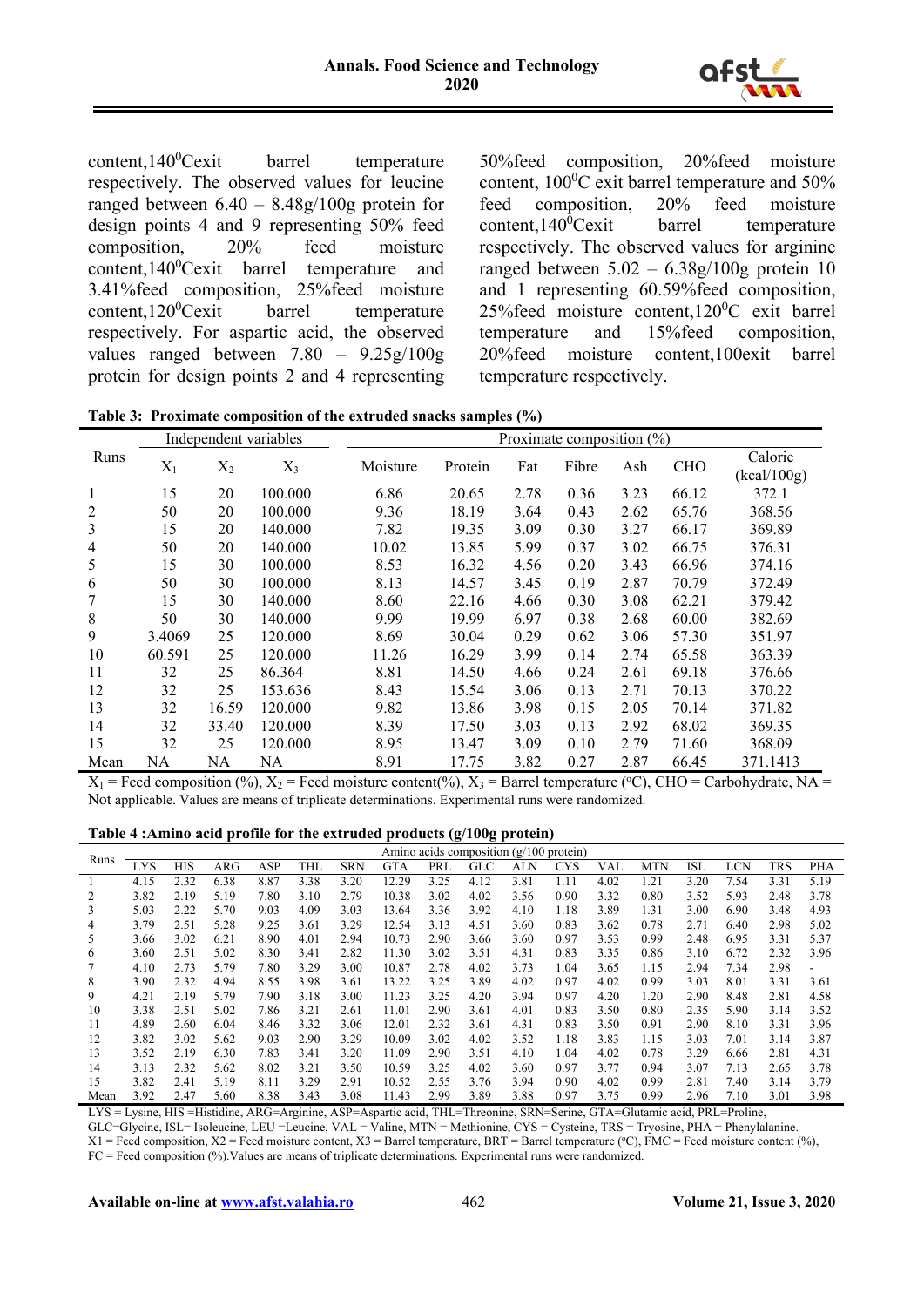content,140$^0$Cexit barrel temperature respectively. The observed values for leucine ranged between 6.40 – 8.48g/100g protein for design points 4 and 9 representing 50% feed composition, 20% feed moisture content,140$^0$Cexit barrel temperature and 3.41%feed composition, 25%feed moisture content,120$^0$Cexit barrel temperature respectively. For aspartic acid, the observed values ranged between 7.80 – 9.25g/100g protein for design points 2 and 4 representing 50%feed composition, 20%feed moisture content, 100$^0$C exit barrel temperature and 50% feed composition, 20% feed moisture content,140$^0$Cexit barrel temperature respectively. The observed values for arginine ranged between 5.02 – 6.38g/100g protein 10 and 1 representing 60.59%feed composition, 25%feed moisture content,120$^0$C exit barrel temperature and 15%feed composition, 20%feed moisture content,100exit barrel temperature respectively.

**Table 3: Proximate composition of the extruded snacks samples (%)**

| Runs | Independent variables | | | Proximate composition (%) | | | | | | |
|---|---|---|---|---|---|---|---|---|---|---|
| | $X_1$ | $X_2$ | $X_3$ | Moisture | Protein | Fat | Fibre | Ash | CHO | Calorie (kcal/100g) |
| 1 | 15 | 20 | 100.000 | 6.86 | 20.65 | 2.78 | 0.36 | 3.23 | 66.12 | 372.1 |
| 2 | 50 | 20 | 100.000 | 9.36 | 18.19 | 3.64 | 0.43 | 2.62 | 65.76 | 368.56 |
| 3 | 15 | 20 | 140.000 | 7.82 | 19.35 | 3.09 | 0.30 | 3.27 | 66.17 | 369.89 |
| 4 | 50 | 20 | 140.000 | 10.02 | 13.85 | 5.99 | 0.37 | 3.02 | 66.75 | 376.31 |
| 5 | 15 | 30 | 100.000 | 8.53 | 16.32 | 4.56 | 0.20 | 3.43 | 66.96 | 374.16 |
| 6 | 50 | 30 | 100.000 | 8.13 | 14.57 | 3.45 | 0.19 | 2.87 | 70.79 | 372.49 |
| 7 | 15 | 30 | 140.000 | 8.60 | 22.16 | 4.66 | 0.30 | 3.08 | 62.21 | 379.42 |
| 8 | 50 | 30 | 140.000 | 9.99 | 19.99 | 6.97 | 0.38 | 2.68 | 60.00 | 382.69 |
| 9 | 3.4069 | 25 | 120.000 | 8.69 | 30.04 | 0.29 | 0.62 | 3.06 | 57.30 | 351.97 |
| 10 | 60.591 | 25 | 120.000 | 11.26 | 16.29 | 3.99 | 0.14 | 2.74 | 65.58 | 363.39 |
| 11 | 32 | 25 | 86.364 | 8.81 | 14.50 | 4.66 | 0.24 | 2.61 | 69.18 | 376.66 |
| 12 | 32 | 25 | 153.636 | 8.43 | 15.54 | 3.06 | 0.13 | 2.71 | 70.13 | 370.22 |
| 13 | 32 | 16.59 | 120.000 | 9.82 | 13.86 | 3.98 | 0.15 | 2.05 | 70.14 | 371.82 |
| 14 | 32 | 33.40 | 120.000 | 8.39 | 17.50 | 3.03 | 0.13 | 2.92 | 68.02 | 369.35 |
| 15 | 32 | 25 | 120.000 | 8.95 | 13.47 | 3.09 | 0.10 | 2.79 | 71.60 | 368.09 |
| Mean | NA | NA | NA | 8.91 | 17.75 | 3.82 | 0.27 | 2.87 | 66.45 | 371.1413 |

$X_1$ = Feed composition (%), $X_2$ = Feed moisture content(%), $X_3$ = Barrel temperature (°C), CHO = Carbohydrate, NA = Not applicable. Values are means of triplicate determinations. Experimental runs were randomized.

**Table 4 :Amino acid profile for the extruded products (g/100g protein)**

| Runs | Amino acids composition (g/100 protein) | | | | | | | | | | | | | | | | |
|---|---|---|---|---|---|---|---|---|---|---|---|---|---|---|---|---|---|
| | LYS | HIS | ARG | ASP | THL | SRN | GTA | PRL | GLC | ALN | CYS | VAL | MTN | ISL | LCN | TRS | PHA |
| 1 | 4.15 | 2.32 | 6.38 | 8.87 | 3.38 | 3.20 | 12.29 | 3.25 | 4.12 | 3.81 | 1.11 | 4.02 | 1.21 | 3.20 | 7.54 | 3.31 | 5.19 |
| 2 | 3.82 | 2.19 | 5.19 | 7.80 | 3.10 | 2.79 | 10.38 | 3.02 | 4.02 | 3.56 | 0.90 | 3.32 | 0.80 | 3.52 | 5.93 | 2.48 | 3.78 |
| 3 | 5.03 | 2.22 | 5.70 | 9.03 | 4.09 | 3.03 | 13.64 | 3.36 | 3.92 | 4.10 | 1.18 | 3.89 | 1.31 | 3.00 | 6.90 | 3.48 | 4.93 |
| 4 | 3.79 | 2.51 | 5.28 | 9.25 | 3.61 | 3.29 | 12.54 | 3.13 | 4.51 | 3.60 | 0.83 | 3.62 | 0.78 | 2.71 | 6.40 | 2.98 | 5.02 |
| 5 | 3.66 | 3.02 | 6.21 | 8.90 | 4.01 | 2.94 | 10.73 | 2.90 | 3.66 | 3.60 | 0.97 | 3.53 | 0.99 | 2.48 | 6.95 | 3.31 | 5.37 |
| 6 | 3.60 | 2.51 | 5.02 | 8.30 | 3.41 | 2.82 | 11.30 | 3.02 | 3.51 | 4.31 | 0.83 | 3.35 | 0.86 | 3.10 | 6.72 | 2.32 | 3.96 |
| 7 | 4.10 | 2.73 | 5.79 | 7.80 | 3.29 | 3.00 | 10.87 | 2.78 | 4.02 | 3.73 | 1.04 | 3.65 | 1.15 | 2.94 | 7.34 | 2.98 | - |
| 8 | 3.90 | 2.32 | 4.94 | 8.55 | 3.98 | 3.61 | 13.22 | 3.25 | 3.89 | 4.02 | 0.97 | 4.02 | 0.99 | 3.03 | 8.01 | 3.31 | 3.61 |
| 9 | 4.21 | 2.19 | 5.79 | 7.90 | 3.18 | 3.00 | 11.23 | 3.25 | 4.20 | 3.94 | 0.97 | 4.20 | 1.20 | 2.90 | 8.48 | 2.81 | 4.58 |
| 10 | 3.38 | 2.51 | 5.02 | 7.86 | 3.32 | 3.51 | 11.01 | 2.90 | 3.61 | 4.01 | 0.83 | 3.50 | 0.80 | 2.35 | 5.90 | 3.14 | 3.52 |
| 11 | 4.89 | 2.60 | 6.04 | 8.46 | 3.32 | 3.06 | 12.01 | 2.32 | 3.61 | 4.31 | 0.83 | 3.50 | 0.91 | 2.90 | 8.10 | 3.31 | 3.96 |
| 12 | 3.82 | 3.02 | 5.62 | 9.03 | 2.90 | 3.29 | 10.09 | 3.02 | 4.02 | 3.52 | 1.18 | 3.83 | 1.15 | 3.03 | 7.01 | 3.14 | 3.87 |
| 13 | 3.52 | 2.19 | 6.30 | 7.83 | 3.41 | 3.20 | 11.09 | 2.90 | 3.51 | 4.10 | 1.04 | 4.02 | 0.78 | 3.29 | 6.66 | 2.81 | 4.31 |
| 14 | 3.13 | 2.32 | 5.62 | 8.02 | 3.21 | 3.50 | 10.59 | 3.25 | 4.02 | 3.60 | 0.97 | 3.77 | 0.94 | 3.07 | 7.13 | 2.65 | 3.78 |
| 15 | 3.82 | 2.41 | 5.19 | 8.11 | 3.29 | 2.91 | 10.52 | 2.55 | 3.76 | 3.94 | 0.90 | 4.02 | 0.99 | 2.81 | 7.40 | 3.14 | 3.79 |
| Mean | 3.92 | 2.47 | 5.60 | 8.38 | 3.43 | 3.08 | 11.43 | 2.99 | 3.89 | 3.88 | 0.97 | 3.75 | 0.99 | 2.96 | 7.10 | 3.01 | 3.98 |

LYS = Lysine, HIS =Histidine, ARG=Arginine, ASP=Aspartic acid, THL=Threonine, SRN=Serine, GTA=Glutamic acid, PRL=Proline, GLC=Glycine, ISL= Isoleucine, LEU =Leucine, VAL = Valine, MTN = Methionine, CYS = Cysteine, TRS = Tryosine, PHA = Phenylalanine. X1 = Feed composition, X2 = Feed moisture content, X3 = Barrel temperature, BRT = Barrel temperature (°C), FMC = Feed moisture content (%), FC = Feed composition (%).Values are means of triplicate determinations. Experimental runs were randomized.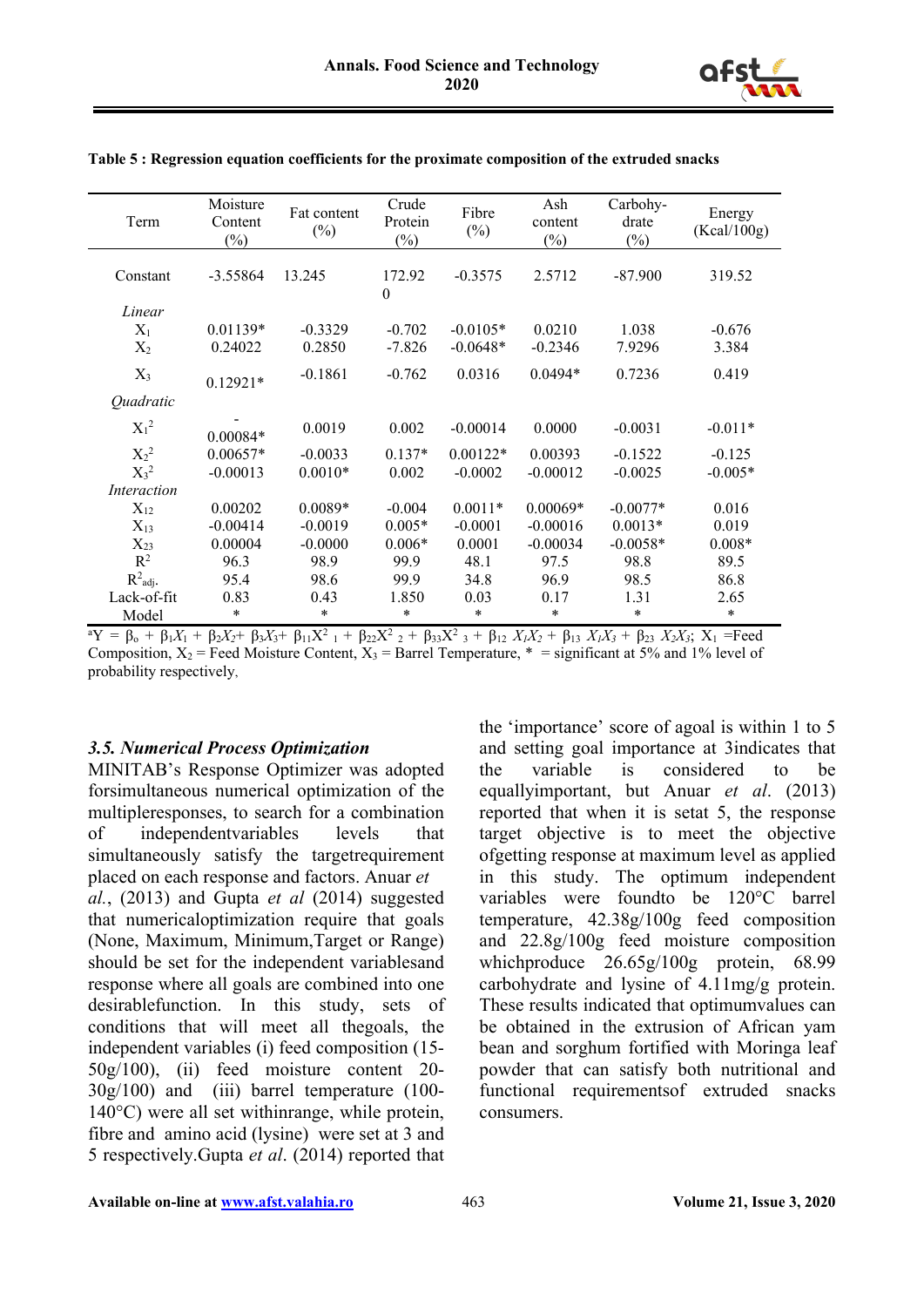**Table 5 : Regression equation coefficients for the proximate composition of the extruded snacks**

| Term | Moisture Content (%) | Fat content (%) | Crude Protein (%) | Fibre (%) | Ash content (%) | Carbohydrate (%) | Energy (Kcal/100g) |
|---|---|---|---|---|---|---|---|
| Constant | -3.55864 | 13.245 | 172.920 | -0.3575 | 2.5712 | -87.900 | 319.52 |
| *Linear* | | | | | | | |
| $X_1$ | 0.01139* | -0.3329 | -0.702 | -0.0105* | 0.0210 | 1.038 | -0.676 |
| $X_2$ | 0.24022 | 0.2850 | -7.826 | -0.0648* | -0.2346 | 7.9296 | 3.384 |
| $X_3$ | 0.12921* | -0.1861 | -0.762 | 0.0316 | 0.0494* | 0.7236 | 0.419 |
| *Quadratic* | | | | | | | |
| $X_1^2$ | -0.00084* | 0.0019 | 0.002 | -0.00014 | 0.0000 | -0.0031 | -0.011* |
| $X_2^2$ | 0.00657* | -0.0033 | 0.137* | 0.00122* | 0.00393 | -0.1522 | -0.125 |
| $X_3^2$ | -0.00013 | 0.0010* | 0.002 | -0.0002 | -0.00012 | -0.0025 | -0.005* |
| *Interaction* | | | | | | | |
| $X_{12}$ | 0.00202 | 0.0089* | -0.004 | 0.0011* | 0.00069* | -0.0077* | 0.016 |
| $X_{13}$ | -0.00414 | -0.0019 | 0.005* | -0.0001 | -0.00016 | 0.0013* | 0.019 |
| $X_{23}$ | 0.00004 | -0.0000 | 0.006* | 0.0001 | -0.00034 | -0.0058* | 0.008* |
| $R^2$ | 96.3 | 98.9 | 99.9 | 48.1 | 97.5 | 98.8 | 89.5 |
| $R^2_{adj.}$ | 95.4 | 98.6 | 99.9 | 34.8 | 96.9 | 98.5 | 86.8 |
| Lack-of-fit | 0.83 | 0.43 | 1.850 | 0.03 | 0.17 | 1.31 | 2.65 |
| Model | * | * | * | * | * | * | * |

[a]$Y = \beta_o + \beta_1 X_1 + \beta_2 X_2 + \beta_3 X_3 + \beta_{11} X^2_1 + \beta_{22} X^2_2 + \beta_{33} X^2_3 + \beta_{12} X_1 X_2 + \beta_{13} X_1 X_3 + \beta_{23} X_2 X_3$; $X_1$ =Feed Composition, $X_2$ = Feed Moisture Content, $X_3$ = Barrel Temperature, * = significant at 5% and 1% level of probability respectively,

### *3.5. Numerical Process Optimization*

MINITAB's Response Optimizer was adopted forsimultaneous numerical optimization of the multipleresponses, to search for a combination of independentvariables levels that simultaneously satisfy the targetrequirement placed on each response and factors. Anuar *et al.*, (2013) and Gupta *et al* (2014) suggested that numericaloptimization require that goals (None, Maximum, Minimum,Target or Range) should be set for the independent variablesand response where all goals are combined into one desirablefunction. In this study, sets of conditions that will meet all thegoals, the independent variables (i) feed composition (15-50g/100), (ii) feed moisture content 20-30g/100) and (iii) barrel temperature (100-140°C) were all set withinrange, while protein, fibre and amino acid (lysine) were set at 3 and 5 respectively.Gupta *et al*. (2014) reported that the 'importance' score of agoal is within 1 to 5 and setting goal importance at 3indicates that the variable is considered to be equallyimportant, but Anuar *et al*. (2013) reported that when it is setat 5, the response target objective is to meet the objective ofgetting response at maximum level as applied in this study. The optimum independent variables were foundto be 120°C barrel temperature, 42.38g/100g feed composition and 22.8g/100g feed moisture composition whichproduce 26.65g/100g protein, 68.99 carbohydrate and lysine of 4.11mg/g protein. These results indicated that optimumvalues can be obtained in the extrusion of African yam bean and sorghum fortified with Moringa leaf powder that can satisfy both nutritional and functional requirementsof extruded snacks consumers.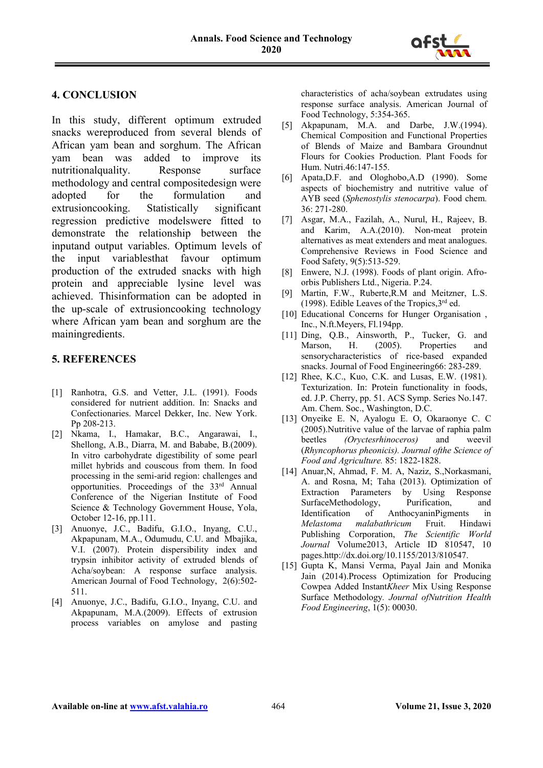## 4. CONCLUSION

In this study, different optimum extruded snacks wereproduced from several blends of African yam bean and sorghum. The African yam bean was added to improve its nutritionalquality. Response surface methodology and central compositedesign were adopted for the formulation and extrusioncooking. Statistically significant regression predictive modelswere fitted to demonstrate the relationship between the inputand output variables. Optimum levels of the input variablesthat favour optimum production of the extruded snacks with high protein and appreciable lysine level was achieved. Thisinformation can be adopted in the up-scale of extrusioncooking technology where African yam bean and sorghum are the mainingredients.

## 5. REFERENCES

[1] Ranhotra, G.S. and Vetter, J.L. (1991). Foods considered for nutrient addition. In: Snacks and Confectionaries. Marcel Dekker, Inc. New York. Pp 208-213.

[2] Nkama, I., Hamakar, B.C., Angarawai, I., Shellong, A.B., Diarra, M. and Babade, B.(2009). In vitro carbohydrate digestibility of some pearl millet hybrids and couscous from them. In food processing in the semi-arid region: challenges and opportunities. Proceedings of the 33rd Annual Conference of the Nigerian Institute of Food Science & Technology Government House, Yola, October 12-16, pp.111.

[3] Anuonye, J.C., Badifu, G.I.O., Inyang, C.U., Akpapunam, M.A., Odumudu, C.U. and Mbajika, V.I. (2007). Protein dispersibility index and trypsin inhibitor activity of extruded blends of Acha/soybean: A response surface analysis. American Journal of Food Technology, 2(6):502-511.

[4] Anuonye, J.C., Badifu, G.I.O., Inyang, C.U. and Akpapunam, M.A.(2009). Effects of extrusion process variables on amylose and pasting characteristics of acha/soybean extrudates using response surface analysis. American Journal of Food Technology, 5:354-365.

[5] Akpapunam, M.A. and Darbe, J.W.(1994). Chemical Composition and Functional Properties of Blends of Maize and Bambara Groundnut Flours for Cookies Production. Plant Foods for Hum. Nutri.46:147-155.

[6] Apata,D.F. and Ologhobo,A.D (1990). Some aspects of biochemistry and nutritive value of AYB seed (*Sphenostylis stenocarpa*). Food chem. 36: 271-280.

[7] Asgar, M.A., Fazilah, A., Nurul, H., Rajeev, B. and Karim, A.A.(2010). Non-meat protein alternatives as meat extenders and meat analogues. Comprehensive Reviews in Food Science and Food Safety, 9(5):513-529.

[8] Enwere, N.J. (1998). Foods of plant origin. Afro-orbis Publishers Ltd., Nigeria. P.24.

[9] Martin, F.W., Ruberte,R.M and Meitzner, L.S. (1998). Edible Leaves of the Tropics,3rd ed.

[10] Educational Concerns for Hunger Organisation , Inc., N.ft.Meyers, Fl.194pp.

[11] Ding, Q.B., Ainsworth, P., Tucker, G. and Marson, H. (2005). Properties and sensorycharacteristics of rice-based expanded snacks. Journal of Food Engineering66: 283-289.

[12] Rhee, K.C., Kuo, C.K. and Lusas, E.W. (1981). Texturization. In: Protein functionality in foods, ed. J.P. Cherry, pp. 51. ACS Symp. Series No.147. Am. Chem. Soc., Washington, D.C.

[13] Onyeike E. N, Ayalogu E. O, Okaraonye C. C (2005).Nutritive value of the larvae of raphia palm beetles *(Oryctesrhinoceros)* and weevil (*Rhyncophorus pheonicis). Journal ofthe Science of Food and Agriculture.* 85: 1822-1828.

[14] Anuar,N, Ahmad, F. M. A, Naziz, S.,Norkasmani, A. and Rosna, M; Taha (2013). Optimization of Extraction Parameters by Using Response SurfaceMethodology, Purification, and Identification of AnthocyaninPigments in *Melastoma malabathricum* Fruit. Hindawi Publishing Corporation, *The Scientific World Journal* Volume2013, Article ID 810547, 10 pages.http://dx.doi.org/10.1155/2013/810547.

[15] Gupta K, Mansi Verma, Payal Jain and Monika Jain (2014).Process Optimization for Producing Cowpea Added Instant*Kheer* Mix Using Response Surface Methodology. *Journal ofNutrition Health Food Engineering*, 1(5): 00030.